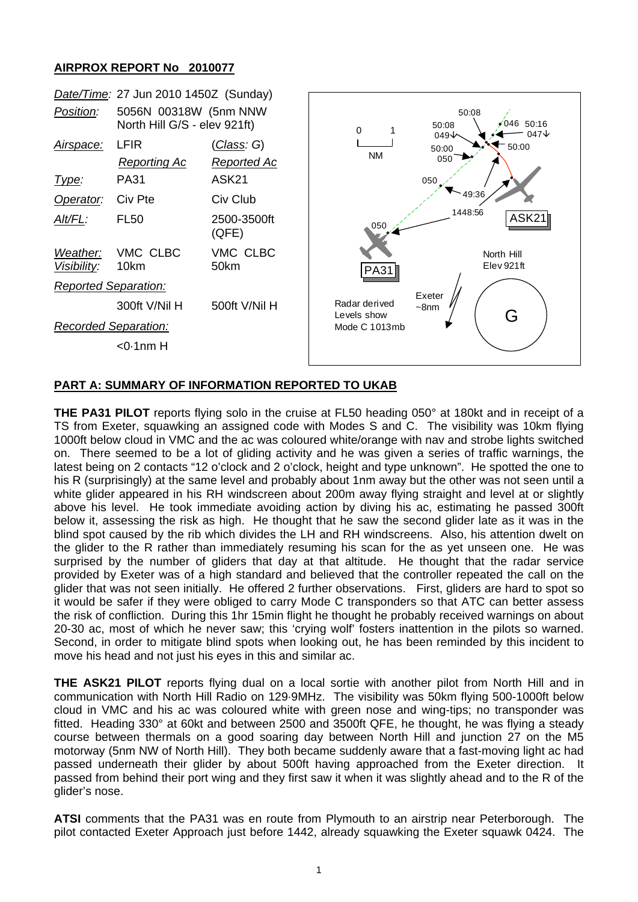## AIRPROX REPORT No 2010077

| *Date/Time:* | 27 Jun 2010 1450Z (Sunday) | |
|---|---|---|
| *Position:* | 5056N 00318W (5nm NNW North Hill G/S - elev 921ft) | |
| *Airspace:* | LFIR | (*Class*: G) |
| | *Reporting Ac* | *Reported Ac* |
| *Type:* | PA31 | ASK21 |
| *Operator:* | Civ Pte | Civ Club |
| *Alt/FL:* | FL50 | 2500-3500ft (QFE) |
| *Weather:* | VMC CLBC | VMC CLBC |
| *Visibility:* | 10km | 50km |
| *Reported Separation:* | | |
| | 300ft V/Nil H | 500ft V/Nil H |
| *Recorded Separation:* | | |
| | <0·1nm H | |

## PART A: SUMMARY OF INFORMATION REPORTED TO UKAB

**THE PA31 PILOT** reports flying solo in the cruise at FL50 heading 050° at 180kt and in receipt of a TS from Exeter, squawking an assigned code with Modes S and C. The visibility was 10km flying 1000ft below cloud in VMC and the ac was coloured white/orange with nav and strobe lights switched on. There seemed to be a lot of gliding activity and he was given a series of traffic warnings, the latest being on 2 contacts "12 o'clock and 2 o'clock, height and type unknown". He spotted the one to his R (surprisingly) at the same level and probably about 1nm away but the other was not seen until a white glider appeared in his RH windscreen about 200m away flying straight and level at or slightly above his level. He took immediate avoiding action by diving his ac, estimating he passed 300ft below it, assessing the risk as high. He thought that he saw the second glider late as it was in the blind spot caused by the rib which divides the LH and RH windscreens. Also, his attention dwelt on the glider to the R rather than immediately resuming his scan for the as yet unseen one. He was surprised by the number of gliders that day at that altitude. He thought that the radar service provided by Exeter was of a high standard and believed that the controller repeated the call on the glider that was not seen initially. He offered 2 further observations. First, gliders are hard to spot so it would be safer if they were obliged to carry Mode C transponders so that ATC can better assess the risk of confliction. During this 1hr 15min flight he thought he probably received warnings on about 20-30 ac, most of which he never saw; this 'crying wolf' fosters inattention in the pilots so warned. Second, in order to mitigate blind spots when looking out, he has been reminded by this incident to move his head and not just his eyes in this and similar ac.

**THE ASK21 PILOT** reports flying dual on a local sortie with another pilot from North Hill and in communication with North Hill Radio on 129·9MHz. The visibility was 50km flying 500-1000ft below cloud in VMC and his ac was coloured white with green nose and wing-tips; no transponder was fitted. Heading 330° at 60kt and between 2500 and 3500ft QFE, he thought, he was flying a steady course between thermals on a good soaring day between North Hill and junction 27 on the M5 motorway (5nm NW of North Hill). They both became suddenly aware that a fast-moving light ac had passed underneath their glider by about 500ft having approached from the Exeter direction. It passed from behind their port wing and they first saw it when it was slightly ahead and to the R of the glider's nose.

**ATSI** comments that the PA31 was en route from Plymouth to an airstrip near Peterborough. The pilot contacted Exeter Approach just before 1442, already squawking the Exeter squawk 0424. The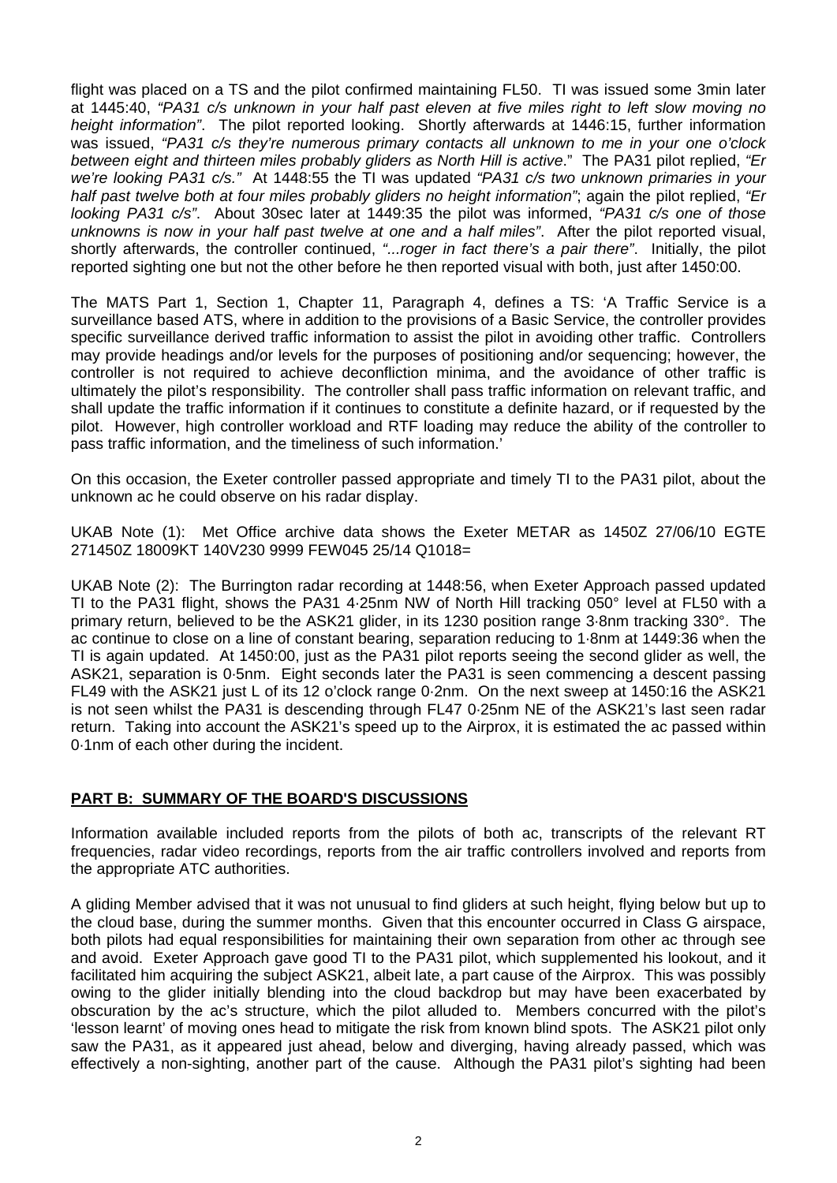flight was placed on a TS and the pilot confirmed maintaining FL50. TI was issued some 3min later at 1445:40, *"PA31 c/s unknown in your half past eleven at five miles right to left slow moving no height information"*. The pilot reported looking. Shortly afterwards at 1446:15, further information was issued, *"PA31 c/s they're numerous primary contacts all unknown to me in your one o'clock between eight and thirteen miles probably gliders as North Hill is active*." The PA31 pilot replied, *"Er we're looking PA31 c/s."* At 1448:55 the TI was updated *"PA31 c/s two unknown primaries in your half past twelve both at four miles probably gliders no height information"*; again the pilot replied, *"Er looking PA31 c/s"*. About 30sec later at 1449:35 the pilot was informed, *"PA31 c/s one of those unknowns is now in your half past twelve at one and a half miles"*. After the pilot reported visual, shortly afterwards, the controller continued, *"...roger in fact there's a pair there"*. Initially, the pilot reported sighting one but not the other before he then reported visual with both, just after 1450:00.

The MATS Part 1, Section 1, Chapter 11, Paragraph 4, defines a TS: 'A Traffic Service is a surveillance based ATS, where in addition to the provisions of a Basic Service, the controller provides specific surveillance derived traffic information to assist the pilot in avoiding other traffic. Controllers may provide headings and/or levels for the purposes of positioning and/or sequencing; however, the controller is not required to achieve deconfliction minima, and the avoidance of other traffic is ultimately the pilot's responsibility. The controller shall pass traffic information on relevant traffic, and shall update the traffic information if it continues to constitute a definite hazard, or if requested by the pilot. However, high controller workload and RTF loading may reduce the ability of the controller to pass traffic information, and the timeliness of such information.'

On this occasion, the Exeter controller passed appropriate and timely TI to the PA31 pilot, about the unknown ac he could observe on his radar display.

UKAB Note (1): Met Office archive data shows the Exeter METAR as 1450Z 27/06/10 EGTE 271450Z 18009KT 140V230 9999 FEW045 25/14 Q1018=

UKAB Note (2): The Burrington radar recording at 1448:56, when Exeter Approach passed updated TI to the PA31 flight, shows the PA31 4·25nm NW of North Hill tracking 050° level at FL50 with a primary return, believed to be the ASK21 glider, in its 1230 position range 3·8nm tracking 330°. The ac continue to close on a line of constant bearing, separation reducing to 1·8nm at 1449:36 when the TI is again updated. At 1450:00, just as the PA31 pilot reports seeing the second glider as well, the ASK21, separation is 0·5nm. Eight seconds later the PA31 is seen commencing a descent passing FL49 with the ASK21 just L of its 12 o'clock range 0·2nm. On the next sweep at 1450:16 the ASK21 is not seen whilst the PA31 is descending through FL47 0·25nm NE of the ASK21's last seen radar return. Taking into account the ASK21's speed up to the Airprox, it is estimated the ac passed within 0·1nm of each other during the incident.

## PART B: SUMMARY OF THE BOARD'S DISCUSSIONS

Information available included reports from the pilots of both ac, transcripts of the relevant RT frequencies, radar video recordings, reports from the air traffic controllers involved and reports from the appropriate ATC authorities.

A gliding Member advised that it was not unusual to find gliders at such height, flying below but up to the cloud base, during the summer months. Given that this encounter occurred in Class G airspace, both pilots had equal responsibilities for maintaining their own separation from other ac through see and avoid. Exeter Approach gave good TI to the PA31 pilot, which supplemented his lookout, and it facilitated him acquiring the subject ASK21, albeit late, a part cause of the Airprox. This was possibly owing to the glider initially blending into the cloud backdrop but may have been exacerbated by obscuration by the ac's structure, which the pilot alluded to. Members concurred with the pilot's 'lesson learnt' of moving ones head to mitigate the risk from known blind spots. The ASK21 pilot only saw the PA31, as it appeared just ahead, below and diverging, having already passed, which was effectively a non-sighting, another part of the cause. Although the PA31 pilot's sighting had been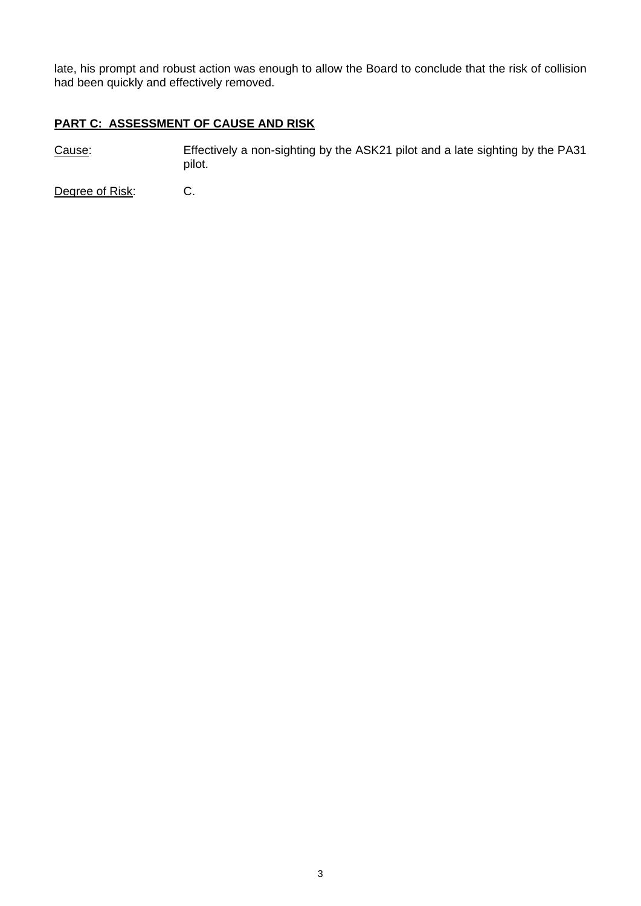late, his prompt and robust action was enough to allow the Board to conclude that the risk of collision had been quickly and effectively removed.

## PART C: ASSESSMENT OF CAUSE AND RISK

Cause: Effectively a non-sighting by the ASK21 pilot and a late sighting by the PA31 pilot.

Degree of Risk: C.